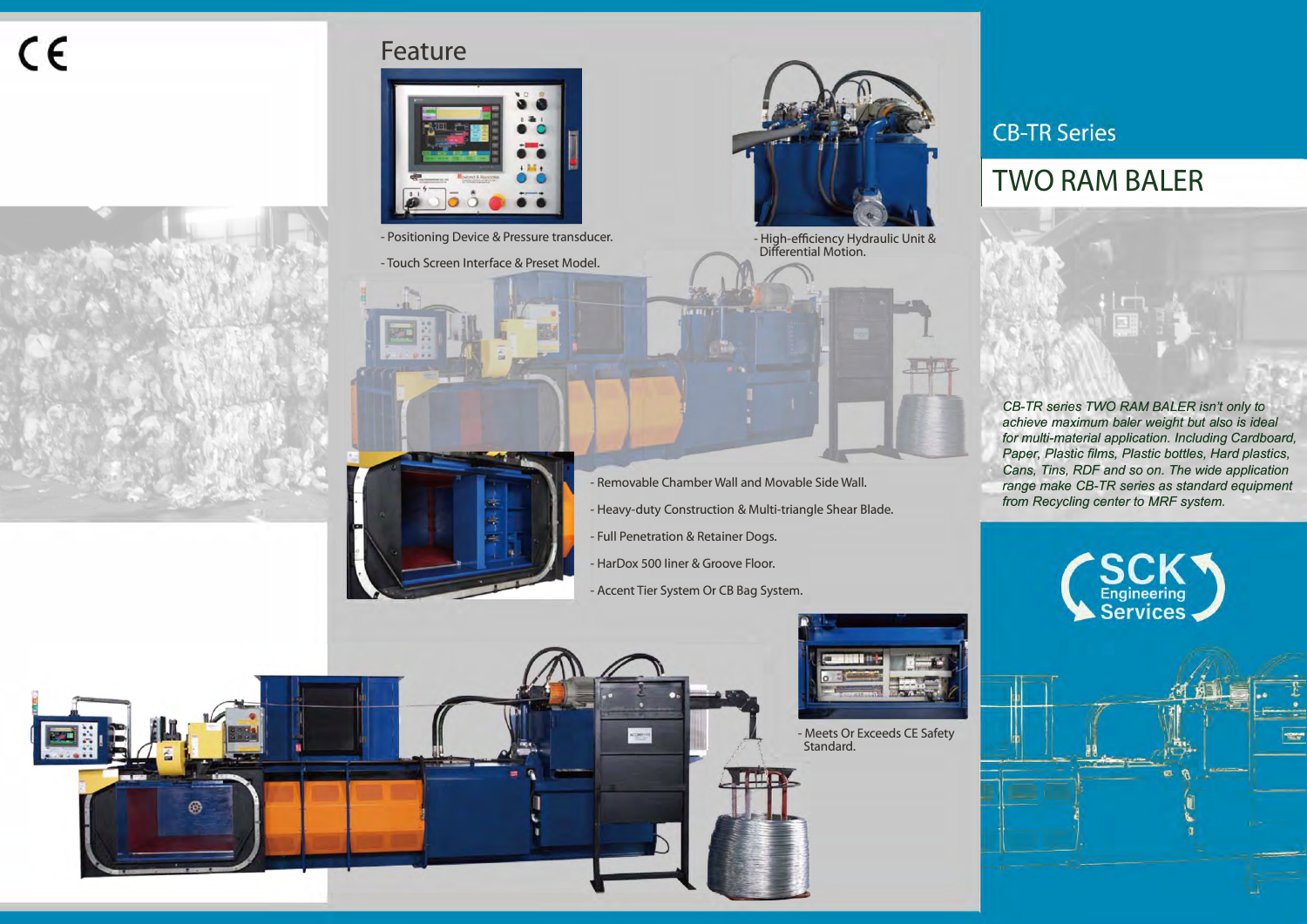CE

## Feature

- Positioning Device & Pressure transducer.
- Touch Screen Interface & Preset Model.
- High-efficiency Hydraulic Unit & Differential Motion.
- Removable Chamber Wall and Movable Side Wall.
- Heavy-duty Construction & Multi-triangle Shear Blade.
- Full Penetration & Retainer Dogs.
- HarDox 500 liner & Groove Floor.
- Accent Tier System Or CB Bag System.
- Meets Or Exceeds CE Safety Standard.

## CB-TR Series

# TWO RAM BALER

*CB-TR series TWO RAM BALER isn't only to achieve maximum baler weight but also is ideal for multi-material application. Including Cardboard, Paper, Plastic films, Plastic bottles, Hard plastics, Cans, Tins, RDF and so on. The wide application range make CB-TR series as standard equipment from Recycling center to MRF system.*

SCK Engineering Services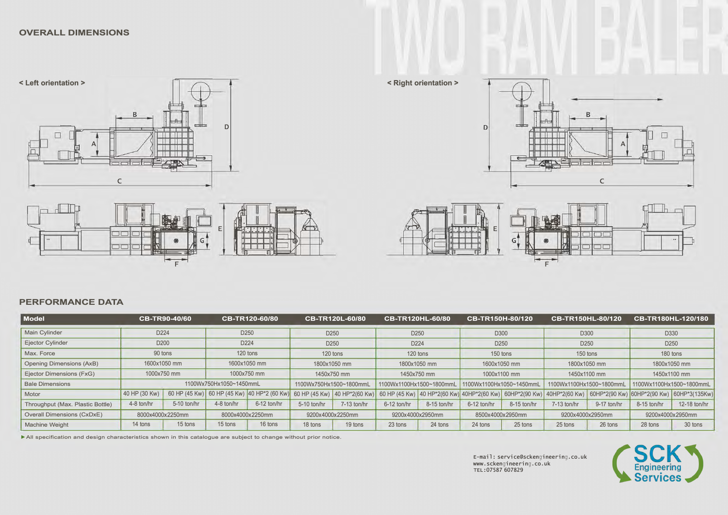# TWO RAM BALER

## OVERALL DIMENSIONS

**< Left orientation >**

**< Right orientation >**

## PERFORMANCE DATA

| Model | CB-TR90-40/60 | | CB-TR120-60/80 | | CB-TR120L-60/80 | | CB-TR120HL-60/80 | | CB-TR150H-80/120 | | CB-TR150HL-80/120 | | CB-TR180HL-120/180 | |
|---|---|---|---|---|---|---|---|---|---|---|---|---|---|---|
| Main Cylinder | D224 | | D250 | | D250 | | D250 | | D300 | | D300 | | D330 | |
| Ejector Cylinder | D200 | | D224 | | D250 | | D224 | | D250 | | D250 | | D250 | |
| Max. Force | 90 tons | | 120 tons | | 120 tons | | 120 tons | | 150 tons | | 150 tons | | 180 tons | |
| Opening Dimensions (AxB) | 1600x1050 mm | | 1600x1050 mm | | 1800x1050 mm | | 1800x1050 mm | | 1600x1050 mm | | 1800x1050 mm | | 1800x1050 mm | |
| Ejector Dimensions (FxG) | 1000x750 mm | | 1000x750 mm | | 1450x750 mm | | 1450x750 mm | | 1000x1100 mm | | 1450x1100 mm | | 1450x1100 mm | |
| Bale Dimensions | 1100Wx750Hx1050~1450mmL | | | | 1100Wx750Hx1500~1800mmL | | 1100Wx1100Hx1500~1800mmL | | 1100Wx1100Hx1050~1450mmL | | 1100Wx1100Hx1500~1800mmL | | 1100Wx1100Hx1500~1800mmL | |
| Motor | 40 HP (30 Kw) | 60 HP (45 Kw) | 60 HP (45 Kw) | 40 HP*2 (60 Kw) | 60 HP (45 Kw) | 40 HP*2(60 Kw) | 60 HP (45 Kw) | 40 HP*2(60 Kw) | 40HP*2(60 Kw) | 60HP*2(90 Kw) | 40HP*2(60 Kw) | 60HP*2(90 Kw) | 60HP*2(90 Kw) | 60HP*3(135Kw) |
| Throughput (Max. Plastic Bottle) | 4-8 ton/hr | 5-10 ton/hr | 4-8 ton/hr | 6-12 ton/hr | 5-10 ton/hr | 7-13 ton/hr | 6-12 ton/hr | 8-15 ton/hr | 6-12 ton/hr | 8-15 ton/hr | 7-13 ton/hr | 9-17 ton/hr | 8-15 ton/hr | 12-18 ton/hr |
| Overall Dimensions (CxDxE) | 8000x4000x2250mm | | 8000x4000x2250mm | | 9200x4000x2250mm | | 9200x4000x2950mm | | 8500x4000x2950mm | | 9200x4000x2950mm | | 9200x4000x2950mm | |
| Machine Weight | 14 tons | 15 tons | 15 tons | 16 tons | 18 tons | 19 tons | 23 tons | 24 tons | 24 tons | 25 tons | 25 tons | 26 tons | 28 tons | 30 tons |

▶ All specification and design characteristics shown in this catalogue are subject to change without prior notice.

E-mail: service@sckengineering.co.uk
www.sckengineering.co.uk
TEL:07587 607829

SCK Engineering Services